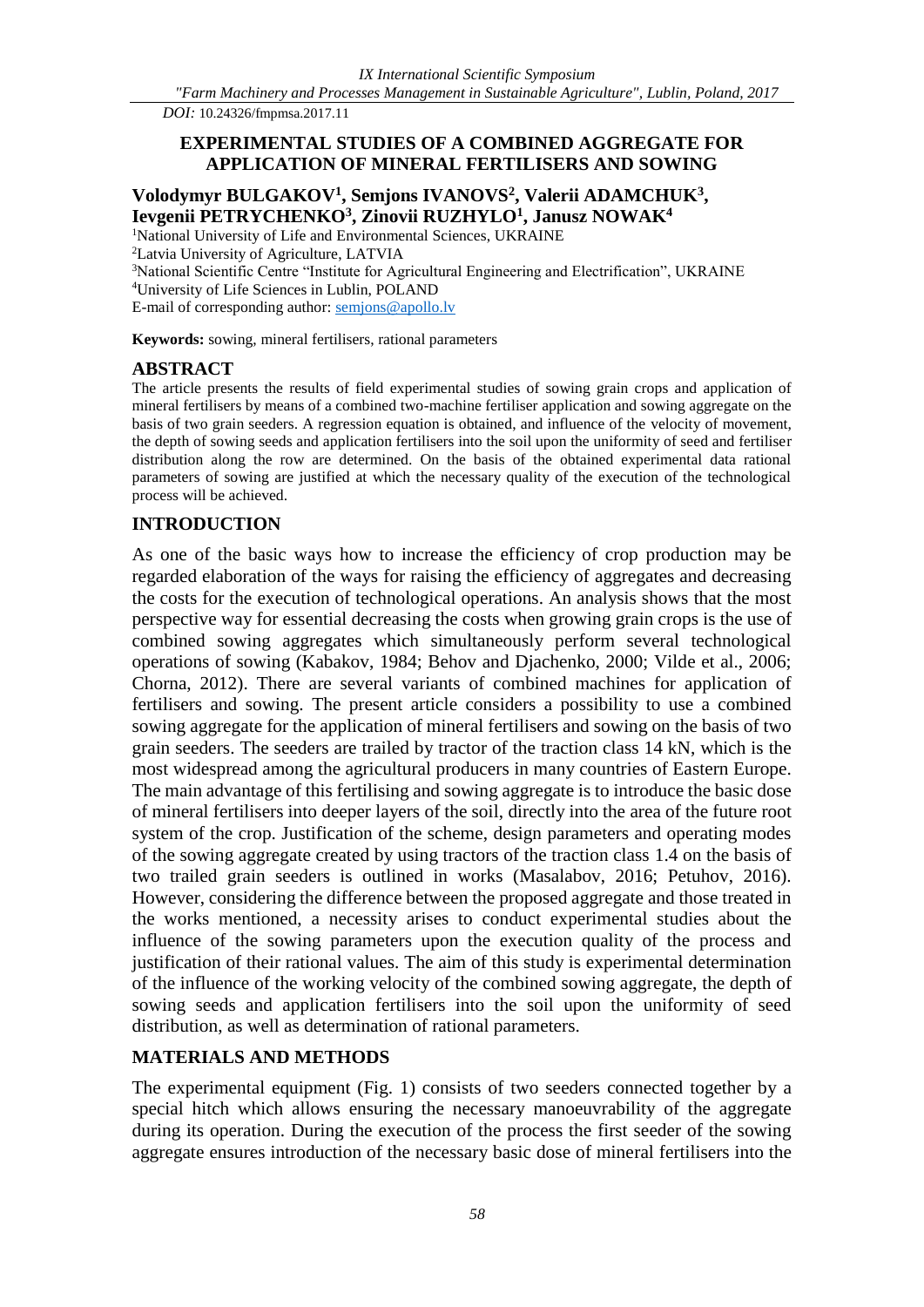*DOI:* 10.24326/fmpmsa.2017.11

# EXPERIMENTAL STUDIES OF A COMBINED AGGREGATE FOR APPLICATION OF MINERAL FERTILISERS AND SOWING

**Volodymyr BULGAKOV[1], Semjons IVANOVS[2], Valerii ADAMCHUK[3], Ievgenii PETRYCHENKO[3], Zinovii RUZHYLO[1], Janusz NOWAK[4]**

[1]National University of Life and Environmental Sciences, UKRAINE
[2]Latvia University of Agriculture, LATVIA
[3]National Scientific Centre "Institute for Agricultural Engineering and Electrification", UKRAINE
[4]University of Life Sciences in Lublin, POLAND
E-mail of corresponding author: semjons@apollo.lv

**Keywords:** sowing, mineral fertilisers, rational parameters

## ABSTRACT

The article presents the results of field experimental studies of sowing grain crops and application of mineral fertilisers by means of a combined two-machine fertiliser application and sowing aggregate on the basis of two grain seeders. A regression equation is obtained, and influence of the velocity of movement, the depth of sowing seeds and application fertilisers into the soil upon the uniformity of seed and fertiliser distribution along the row are determined. On the basis of the obtained experimental data rational parameters of sowing are justified at which the necessary quality of the execution of the technological process will be achieved.

## INTRODUCTION

As one of the basic ways how to increase the efficiency of crop production may be regarded elaboration of the ways for raising the efficiency of aggregates and decreasing the costs for the execution of technological operations. An analysis shows that the most perspective way for essential decreasing the costs when growing grain crops is the use of combined sowing aggregates which simultaneously perform several technological operations of sowing (Kabakov, 1984; Behov and Djachenko, 2000; Vilde et al., 2006; Chorna, 2012). There are several variants of combined machines for application of fertilisers and sowing. The present article considers a possibility to use a combined sowing aggregate for the application of mineral fertilisers and sowing on the basis of two grain seeders. The seeders are trailed by tractor of the traction class 14 kN, which is the most widespread among the agricultural producers in many countries of Eastern Europe. The main advantage of this fertilising and sowing aggregate is to introduce the basic dose of mineral fertilisers into deeper layers of the soil, directly into the area of the future root system of the crop. Justification of the scheme, design parameters and operating modes of the sowing aggregate created by using tractors of the traction class 1.4 on the basis of two trailed grain seeders is outlined in works (Masalabov, 2016; Petuhov, 2016). However, considering the difference between the proposed aggregate and those treated in the works mentioned, a necessity arises to conduct experimental studies about the influence of the sowing parameters upon the execution quality of the process and justification of their rational values. The aim of this study is experimental determination of the influence of the working velocity of the combined sowing aggregate, the depth of sowing seeds and application fertilisers into the soil upon the uniformity of seed distribution, as well as determination of rational parameters.

## MATERIALS AND METHODS

The experimental equipment (Fig. 1) consists of two seeders connected together by a special hitch which allows ensuring the necessary manoeuvrability of the aggregate during its operation. During the execution of the process the first seeder of the sowing aggregate ensures introduction of the necessary basic dose of mineral fertilisers into the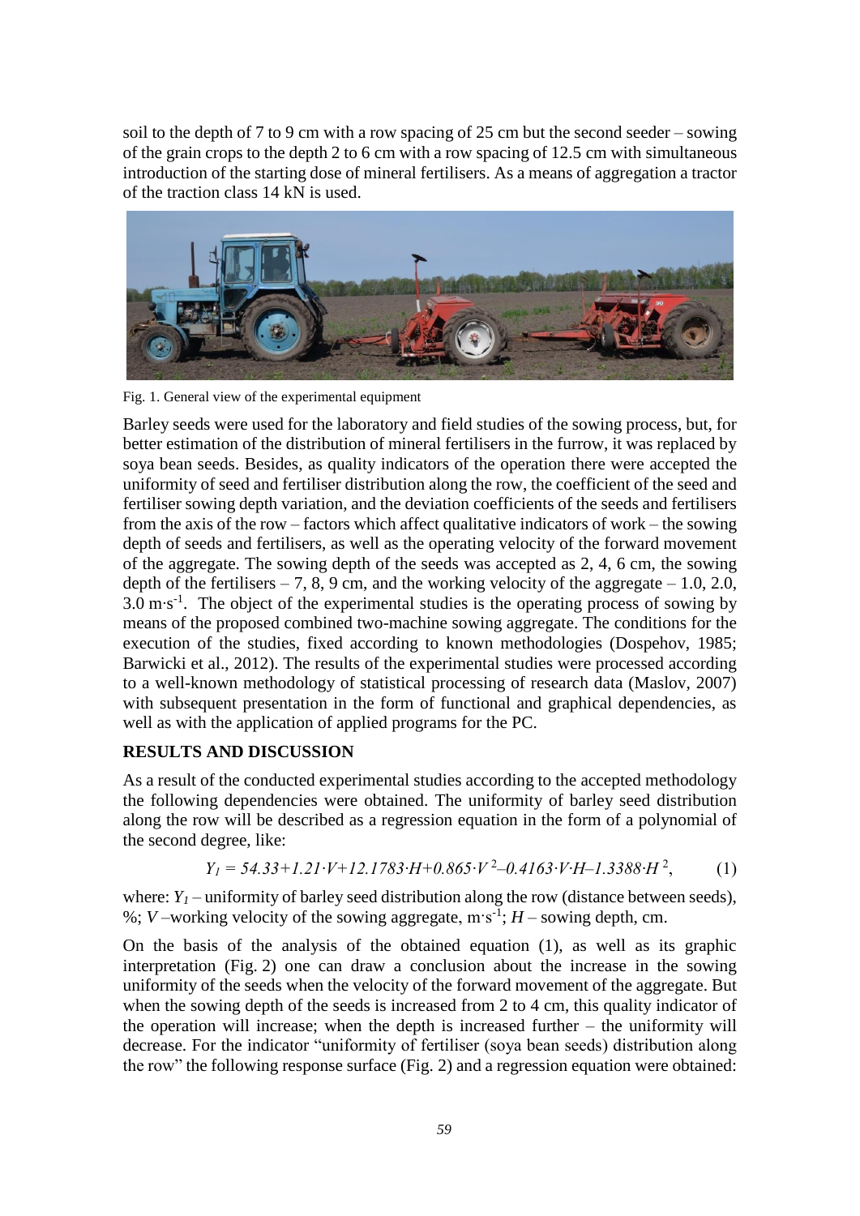soil to the depth of 7 to 9 cm with a row spacing of 25 cm but the second seeder – sowing of the grain crops to the depth 2 to 6 cm with a row spacing of 12.5 cm with simultaneous introduction of the starting dose of mineral fertilisers. As a means of aggregation a tractor of the traction class 14 kN is used.

Fig. 1. General view of the experimental equipment

Barley seeds were used for the laboratory and field studies of the sowing process, but, for better estimation of the distribution of mineral fertilisers in the furrow, it was replaced by soya bean seeds. Besides, as quality indicators of the operation there were accepted the uniformity of seed and fertiliser distribution along the row, the coefficient of the seed and fertiliser sowing depth variation, and the deviation coefficients of the seeds and fertilisers from the axis of the row – factors which affect qualitative indicators of work – the sowing depth of seeds and fertilisers, as well as the operating velocity of the forward movement of the aggregate. The sowing depth of the seeds was accepted as 2, 4, 6 cm, the sowing depth of the fertilisers – 7, 8, 9 cm, and the working velocity of the aggregate – 1.0, 2.0, 3.0 $m \cdot s^{-1}$. The object of the experimental studies is the operating process of sowing by means of the proposed combined two-machine sowing aggregate. The conditions for the execution of the studies, fixed according to known methodologies (Dospehov, 1985; Barwicki et al., 2012). The results of the experimental studies were processed according to a well-known methodology of statistical processing of research data (Maslov, 2007) with subsequent presentation in the form of functional and graphical dependencies, as well as with the application of applied programs for the PC.

## RESULTS AND DISCUSSION

As a result of the conducted experimental studies according to the accepted methodology the following dependencies were obtained. The uniformity of barley seed distribution along the row will be described as a regression equation in the form of a polynomial of the second degree, like:

$$Y_1 = 54.33+1.21 \cdot V+12.1783 \cdot H+0.865 \cdot V^2-0.4163 \cdot V \cdot H-1.3388 \cdot H^2, \tag{1}$$

where: $Y_1$ – uniformity of barley seed distribution along the row (distance between seeds), %; $V$ –working velocity of the sowing aggregate, $m \cdot s^{-1}$; $H$ – sowing depth, cm.

On the basis of the analysis of the obtained equation (1), as well as its graphic interpretation (Fig. 2) one can draw a conclusion about the increase in the sowing uniformity of the seeds when the velocity of the forward movement of the aggregate. But when the sowing depth of the seeds is increased from 2 to 4 cm, this quality indicator of the operation will increase; when the depth is increased further – the uniformity will decrease. For the indicator "uniformity of fertiliser (soya bean seeds) distribution along the row" the following response surface (Fig. 2) and a regression equation were obtained: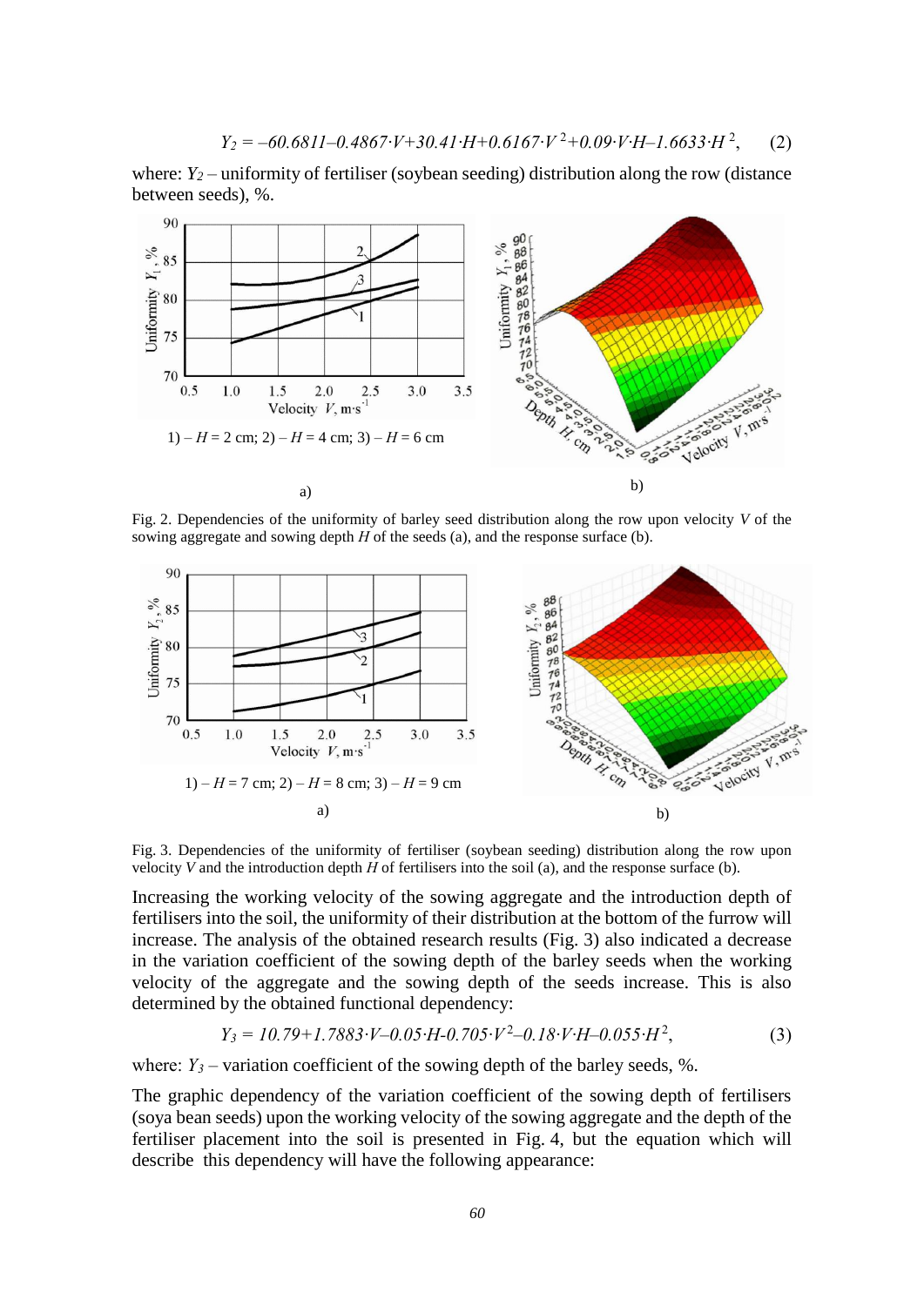$$Y_2 = -60.6811-0.4867 \cdot V+30.41 \cdot H+0.6167 \cdot V^2+0.09 \cdot V \cdot H-1.6633 \cdot H^2, \qquad (2)$$

where: $Y_2$ – uniformity of fertiliser (soybean seeding) distribution along the row (distance between seeds), %.

1) – $H$ = 2 cm; 2) – $H$ = 4 cm; 3) – $H$ = 6 cm

a) b)

Fig. 2. Dependencies of the uniformity of barley seed distribution along the row upon velocity $V$ of the sowing aggregate and sowing depth $H$ of the seeds (a), and the response surface (b).

1) – $H$ = 7 cm; 2) – $H$ = 8 cm; 3) – $H$ = 9 cm

a) b)

Fig. 3. Dependencies of the uniformity of fertiliser (soybean seeding) distribution along the row upon velocity $V$ and the introduction depth $H$ of fertilisers into the soil (a), and the response surface (b).

Increasing the working velocity of the sowing aggregate and the introduction depth of fertilisers into the soil, the uniformity of their distribution at the bottom of the furrow will increase. The analysis of the obtained research results (Fig. 3) also indicated a decrease in the variation coefficient of the sowing depth of the barley seeds when the working velocity of the aggregate and the sowing depth of the seeds increase. This is also determined by the obtained functional dependency:

$$Y_3 = 10.79+1.7883 \cdot V-0.05 \cdot H-0.705 \cdot V^2-0.18 \cdot V \cdot H-0.055 \cdot H^2, \qquad (3)$$

where: $Y_3$ – variation coefficient of the sowing depth of the barley seeds, %.

The graphic dependency of the variation coefficient of the sowing depth of fertilisers (soya bean seeds) upon the working velocity of the sowing aggregate and the depth of the fertiliser placement into the soil is presented in Fig. 4, but the equation which will describe this dependency will have the following appearance: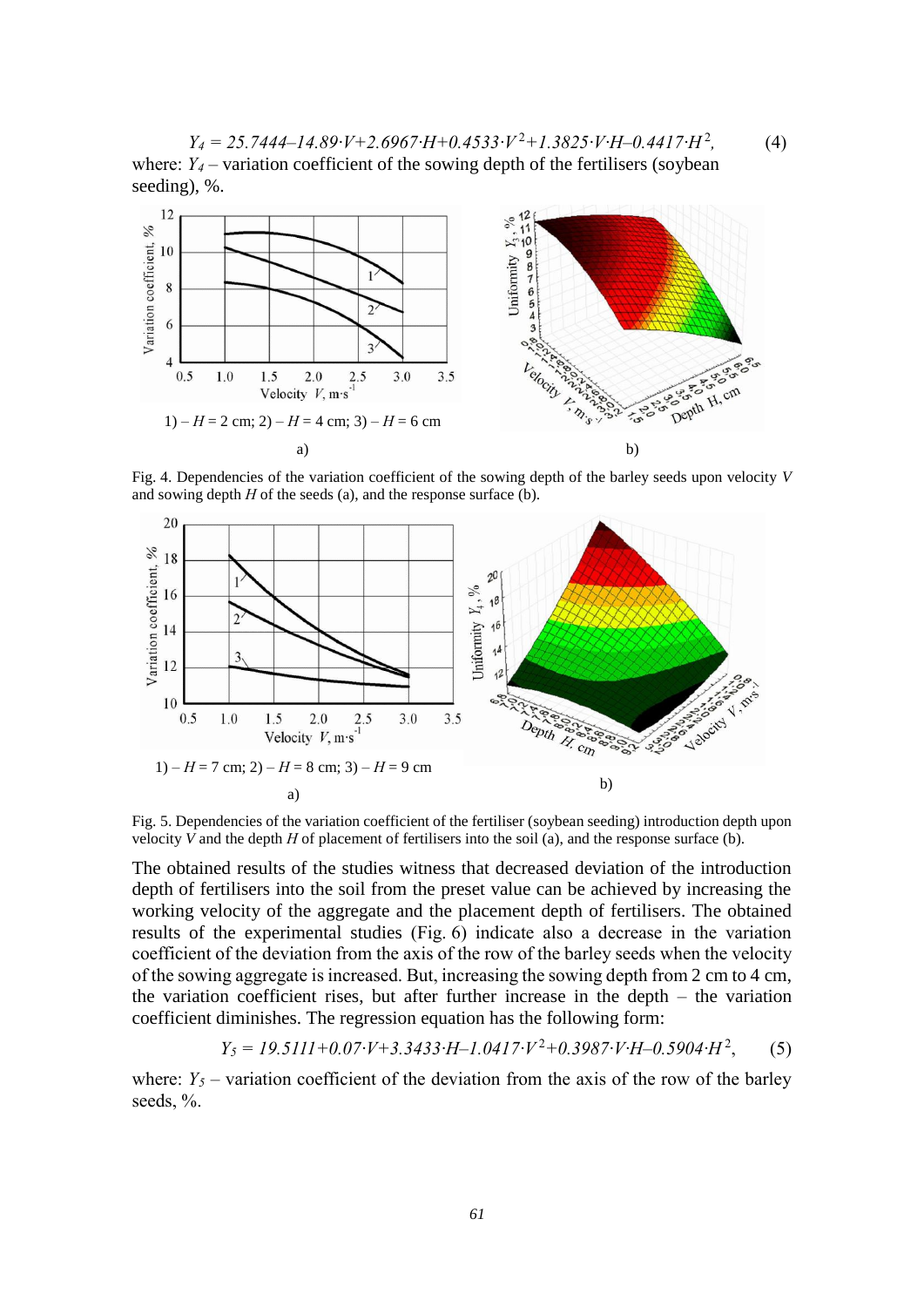$$Y_4 = 25.7444–14.89 \cdot V+2.6967 \cdot H+0.4533 \cdot V^2+1.3825 \cdot V \cdot H–0.4417 \cdot H^2, \quad (4)$$

where: $Y_4$ – variation coefficient of the sowing depth of the fertilisers (soybean seeding), %.

1) – $H$ = 2 cm; 2) – $H$ = 4 cm; 3) – $H$ = 6 cm

a) b)

Fig. 4. Dependencies of the variation coefficient of the sowing depth of the barley seeds upon velocity $V$ and sowing depth $H$ of the seeds (a), and the response surface (b).

1) – $H$ = 7 cm; 2) – $H$ = 8 cm; 3) – $H$ = 9 cm

a) b)

Fig. 5. Dependencies of the variation coefficient of the fertiliser (soybean seeding) introduction depth upon velocity $V$ and the depth $H$ of placement of fertilisers into the soil (a), and the response surface (b).

The obtained results of the studies witness that decreased deviation of the introduction depth of fertilisers into the soil from the preset value can be achieved by increasing the working velocity of the aggregate and the placement depth of fertilisers. The obtained results of the experimental studies (Fig. 6) indicate also a decrease in the variation coefficient of the deviation from the axis of the row of the barley seeds when the velocity of the sowing aggregate is increased. But, increasing the sowing depth from 2 cm to 4 cm, the variation coefficient rises, but after further increase in the depth – the variation coefficient diminishes. The regression equation has the following form:

$$Y_5 = 19.5111+0.07 \cdot V+3.3433 \cdot H–1.0417 \cdot V^2+0.3987 \cdot V \cdot H–0.5904 \cdot H^2, \quad (5)$$

where: $Y_5$ – variation coefficient of the deviation from the axis of the row of the barley seeds, %.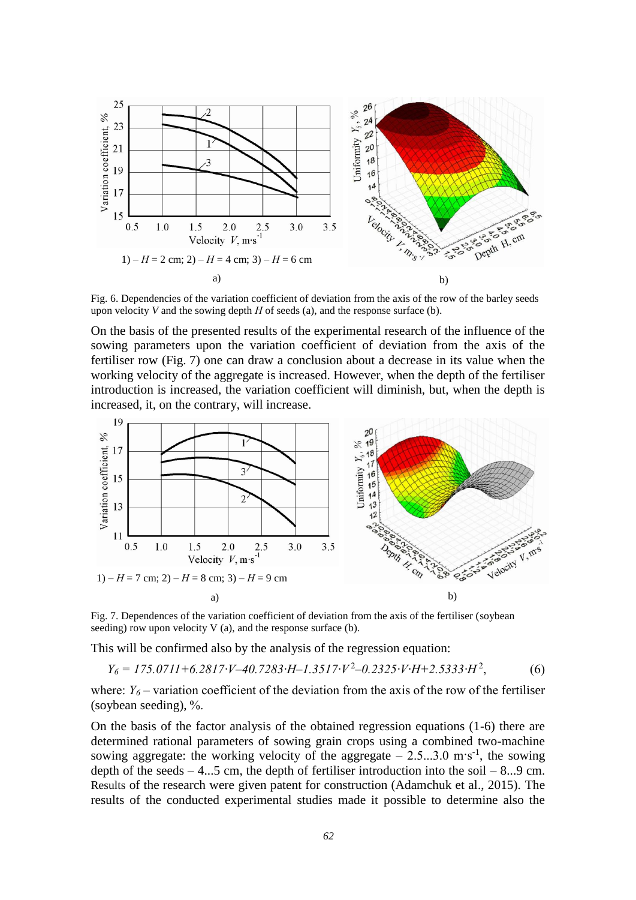Fig. 6. Dependencies of the variation coefficient of deviation from the axis of the row of the barley seeds upon velocity $V$ and the sowing depth $H$ of seeds (a), and the response surface (b).

On the basis of the presented results of the experimental research of the influence of the sowing parameters upon the variation coefficient of deviation from the axis of the fertiliser row (Fig. 7) one can draw a conclusion about a decrease in its value when the working velocity of the aggregate is increased. However, when the depth of the fertiliser introduction is increased, the variation coefficient will diminish, but, when the depth is increased, it, on the contrary, will increase.

Fig. 7. Dependences of the variation coefficient of deviation from the axis of the fertiliser (soybean seeding) row upon velocity V (a), and the response surface (b).

This will be confirmed also by the analysis of the regression equation:

$$Y_6 = 175.0711+6.2817 \cdot V-40.7283 \cdot H-1.3517 \cdot V^2-0.2325 \cdot V \cdot H+2.5333 \cdot H^2, \qquad (6)$$

where: $Y_6$ – variation coefficient of the deviation from the axis of the row of the fertiliser (soybean seeding), %.

On the basis of the factor analysis of the obtained regression equations (1-6) there are determined rational parameters of sowing grain crops using a combined two-machine sowing aggregate: the working velocity of the aggregate – 2.5...3.0 m·s$^{-1}$, the sowing depth of the seeds – 4...5 cm, the depth of fertiliser introduction into the soil – 8...9 cm. Results of the research were given patent for construction (Adamchuk et al., 2015). The results of the conducted experimental studies made it possible to determine also the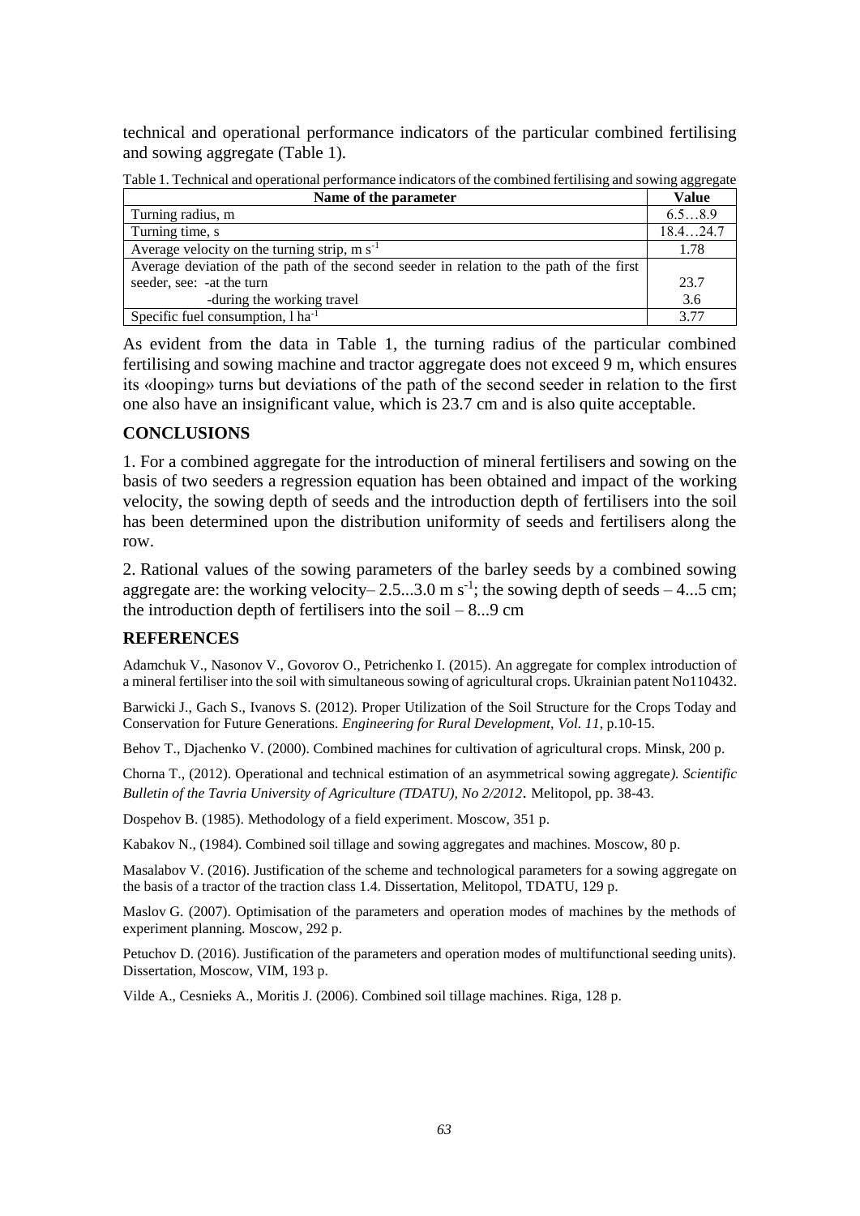technical and operational performance indicators of the particular combined fertilising and sowing aggregate (Table 1).

Table 1. Technical and operational performance indicators of the combined fertilising and sowing aggregate

| Name of the parameter | Value |
|---|---|
| Turning radius, m | 6.5…8.9 |
| Turning time, s | 18.4…24.7 |
| Average velocity on the turning strip, m $s^{-1}$ | 1.78 |
| Average deviation of the path of the second seeder in relation to the path of the first seeder, see: -at the turn | 23.7 |
| -during the working travel | 3.6 |
| Specific fuel consumption, l $ha^{-1}$ | 3.77 |

As evident from the data in Table 1, the turning radius of the particular combined fertilising and sowing machine and tractor aggregate does not exceed 9 m, which ensures its «looping» turns but deviations of the path of the second seeder in relation to the first one also have an insignificant value, which is 23.7 cm and is also quite acceptable.

## CONCLUSIONS

1. For a combined aggregate for the introduction of mineral fertilisers and sowing on the basis of two seeders a regression equation has been obtained and impact of the working velocity, the sowing depth of seeds and the introduction depth of fertilisers into the soil has been determined upon the distribution uniformity of seeds and fertilisers along the row.

2. Rational values of the sowing parameters of the barley seeds by a combined sowing aggregate are: the working velocity– 2.5...3.0 m $s^{-1}$; the sowing depth of seeds – 4...5 cm; the introduction depth of fertilisers into the soil – 8...9 cm

## REFERENCES

Adamchuk V., Nasonov V., Govorov O., Petrichenko I. (2015). An aggregate for complex introduction of a mineral fertiliser into the soil with simultaneous sowing of agricultural crops. Ukrainian patent No110432.

Barwicki J., Gach S., Ivanovs S. (2012). Proper Utilization of the Soil Structure for the Crops Today and Conservation for Future Generations. *Engineering for Rural Development, Vol. 11*, p.10-15.

Behov T., Djachenko V. (2000). Combined machines for cultivation of agricultural crops. Minsk, 200 p.

Chorna T., (2012). Operational and technical estimation of an asymmetrical sowing aggregate*). Scientific Bulletin of the Tavria University of Agriculture (TDATU), No 2/2012*. Melitopol, pp. 38-43.

Dospehov B. (1985). Methodology of a field experiment. Moscow, 351 p.

Kabakov N., (1984). Combined soil tillage and sowing aggregates and machines. Moscow, 80 p.

Masalabov V. (2016). Justification of the scheme and technological parameters for a sowing aggregate on the basis of a tractor of the traction class 1.4. Dissertation, Melitopol, TDATU, 129 p.

Maslov G. (2007). Optimisation of the parameters and operation modes of machines by the methods of experiment planning. Moscow, 292 p.

Petuchov D. (2016). Justification of the parameters and operation modes of multifunctional seeding units). Dissertation, Moscow, VIM, 193 p.

Vilde A., Cesnieks A., Moritis J. (2006). Combined soil tillage machines. Riga, 128 p.